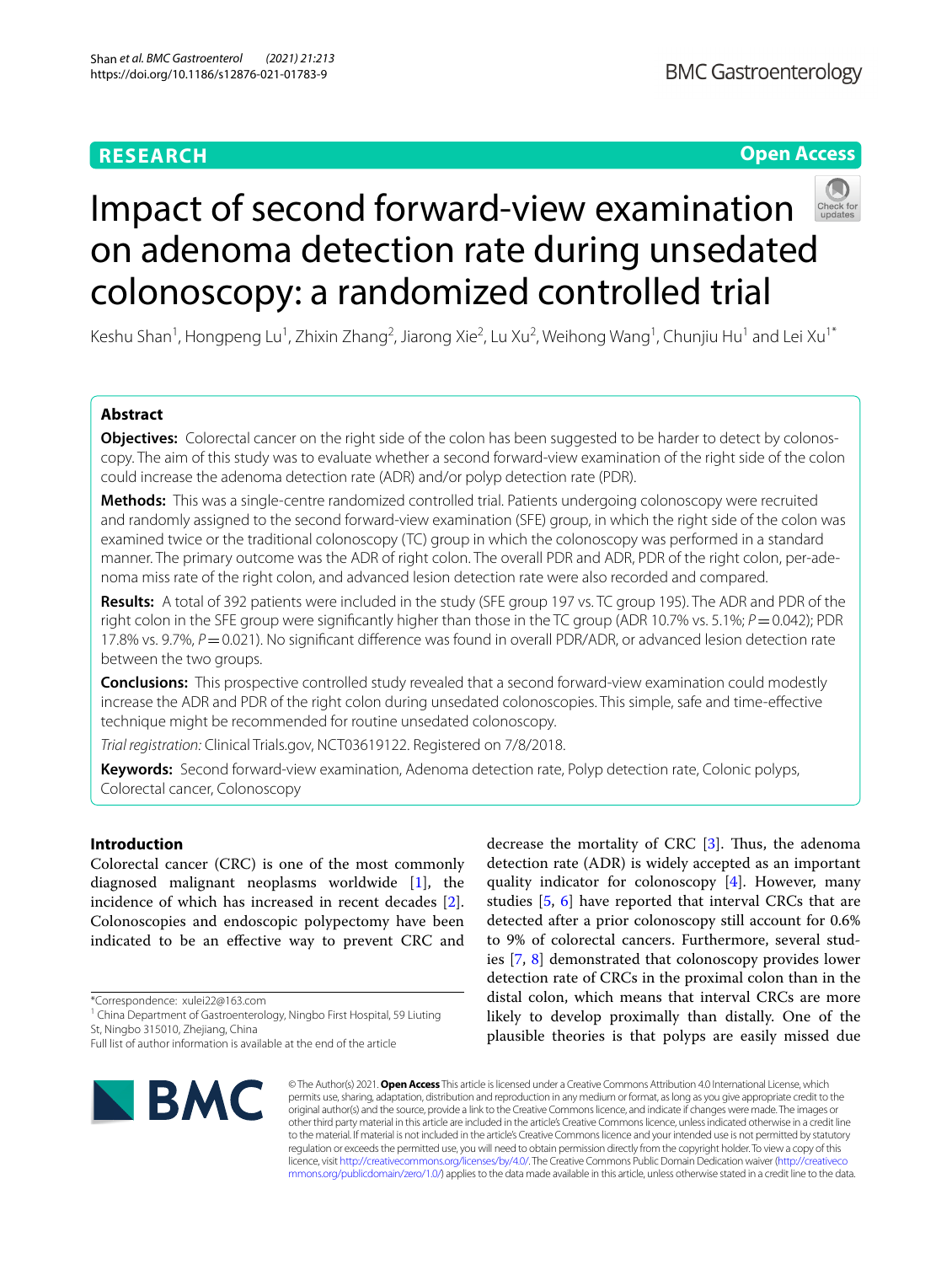RESEARCH

Open Access

# Impact of second forward-view examination on adenoma detection rate during unsedated colonoscopy: a randomized controlled trial

Keshu Shan[1], Hongpeng Lu[1], Zhixin Zhang[2], Jiarong Xie[2], Lu Xu[2], Weihong Wang[1], Chunjiu Hu[1] and Lei Xu[1*]

## Abstract

**Objectives:** Colorectal cancer on the right side of the colon has been suggested to be harder to detect by colonoscopy. The aim of this study was to evaluate whether a second forward-view examination of the right side of the colon could increase the adenoma detection rate (ADR) and/or polyp detection rate (PDR).

**Methods:** This was a single-centre randomized controlled trial. Patients undergoing colonoscopy were recruited and randomly assigned to the second forward-view examination (SFE) group, in which the right side of the colon was examined twice or the traditional colonoscopy (TC) group in which the colonoscopy was performed in a standard manner. The primary outcome was the ADR of right colon. The overall PDR and ADR, PDR of the right colon, per-adenoma miss rate of the right colon, and advanced lesion detection rate were also recorded and compared.

**Results:** A total of 392 patients were included in the study (SFE group 197 vs. TC group 195). The ADR and PDR of the right colon in the SFE group were significantly higher than those in the TC group (ADR 10.7% vs. 5.1%; $P=0.042$); PDR 17.8% vs. 9.7%, $P=0.021$). No significant difference was found in overall PDR/ADR, or advanced lesion detection rate between the two groups.

**Conclusions:** This prospective controlled study revealed that a second forward-view examination could modestly increase the ADR and PDR of the right colon during unsedated colonoscopies. This simple, safe and time-effective technique might be recommended for routine unsedated colonoscopy.

*Trial registration:* Clinical Trials.gov, NCT03619122. Registered on 7/8/2018.

**Keywords:** Second forward-view examination, Adenoma detection rate, Polyp detection rate, Colonic polyps, Colorectal cancer, Colonoscopy

## Introduction

Colorectal cancer (CRC) is one of the most commonly diagnosed malignant neoplasms worldwide [1], the incidence of which has increased in recent decades [2]. Colonoscopies and endoscopic polypectomy have been indicated to be an effective way to prevent CRC and decrease the mortality of CRC [3]. Thus, the adenoma detection rate (ADR) is widely accepted as an important quality indicator for colonoscopy [4]. However, many studies [5, 6] have reported that interval CRCs that are detected after a prior colonoscopy still account for 0.6% to 9% of colorectal cancers. Furthermore, several studies [7, 8] demonstrated that colonoscopy provides lower detection rate of CRCs in the proximal colon than in the distal colon, which means that interval CRCs are more likely to develop proximally than distally. One of the plausible theories is that polyps are easily missed due

*Correspondence: xulei22@163.com
[1] China Department of Gastroenterology, Ningbo First Hospital, 59 Liuting St, Ningbo 315010, Zhejiang, China
Full list of author information is available at the end of the article

© The Author(s) 2021. **Open Access** This article is licensed under a Creative Commons Attribution 4.0 International License, which permits use, sharing, adaptation, distribution and reproduction in any medium or format, as long as you give appropriate credit to the original author(s) and the source, provide a link to the Creative Commons licence, and indicate if changes were made. The images or other third party material in this article are included in the article's Creative Commons licence, unless indicated otherwise in a credit line to the material. If material is not included in the article's Creative Commons licence and your intended use is not permitted by statutory regulation or exceeds the permitted use, you will need to obtain permission directly from the copyright holder. To view a copy of this licence, visit http://creativecommons.org/licenses/by/4.0/. The Creative Commons Public Domain Dedication waiver (http://creativecommons.org/publicdomain/zero/1.0/) applies to the data made available in this article, unless otherwise stated in a credit line to the data.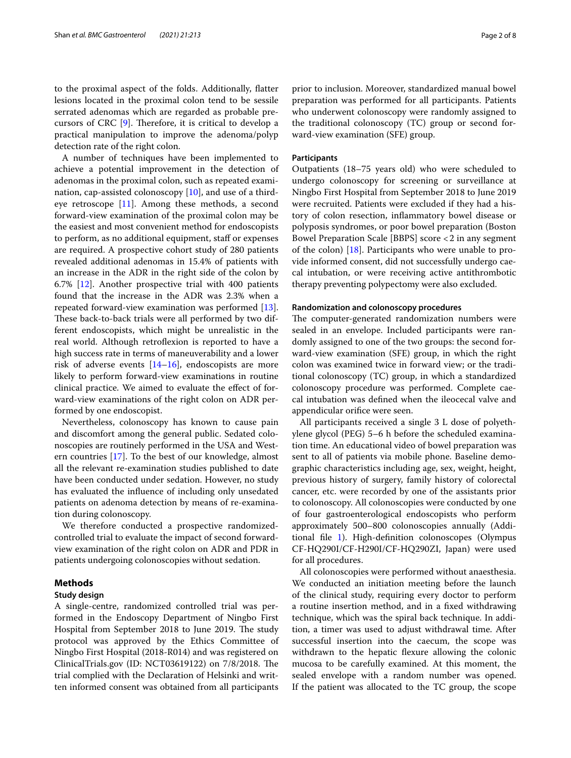to the proximal aspect of the folds. Additionally, flatter lesions located in the proximal colon tend to be sessile serrated adenomas which are regarded as probable precursors of CRC [9]. Therefore, it is critical to develop a practical manipulation to improve the adenoma/polyp detection rate of the right colon.

A number of techniques have been implemented to achieve a potential improvement in the detection of adenomas in the proximal colon, such as repeated examination, cap-assisted colonoscopy [10], and use of a third-eye retroscope [11]. Among these methods, a second forward-view examination of the proximal colon may be the easiest and most convenient method for endoscopists to perform, as no additional equipment, staff or expenses are required. A prospective cohort study of 280 patients revealed additional adenomas in 15.4% of patients with an increase in the ADR in the right side of the colon by 6.7% [12]. Another prospective trial with 400 patients found that the increase in the ADR was 2.3% when a repeated forward-view examination was performed [13]. These back-to-back trials were all performed by two different endoscopists, which might be unrealistic in the real world. Although retroflexion is reported to have a high success rate in terms of maneuverability and a lower risk of adverse events [14–16], endoscopists are more likely to perform forward-view examinations in routine clinical practice. We aimed to evaluate the effect of forward-view examinations of the right colon on ADR performed by one endoscopist.

Nevertheless, colonoscopy has known to cause pain and discomfort among the general public. Sedated colonoscopies are routinely performed in the USA and Western countries [17]. To the best of our knowledge, almost all the relevant re-examination studies published to date have been conducted under sedation. However, no study has evaluated the influence of including only unsedated patients on adenoma detection by means of re-examination during colonoscopy.

We therefore conducted a prospective randomized-controlled trial to evaluate the impact of second forward-view examination of the right colon on ADR and PDR in patients undergoing colonoscopies without sedation.

## Methods

### Study design

A single-centre, randomized controlled trial was performed in the Endoscopy Department of Ningbo First Hospital from September 2018 to June 2019. The study protocol was approved by the Ethics Committee of Ningbo First Hospital (2018-R014) and was registered on ClinicalTrials.gov (ID: NCT03619122) on 7/8/2018. The trial complied with the Declaration of Helsinki and written informed consent was obtained from all participants prior to inclusion. Moreover, standardized manual bowel preparation was performed for all participants. Patients who underwent colonoscopy were randomly assigned to the traditional colonoscopy (TC) group or second forward-view examination (SFE) group.

### Participants

Outpatients (18–75 years old) who were scheduled to undergo colonoscopy for screening or surveillance at Ningbo First Hospital from September 2018 to June 2019 were recruited. Patients were excluded if they had a history of colon resection, inflammatory bowel disease or polyposis syndromes, or poor bowel preparation (Boston Bowel Preparation Scale [BBPS] score < 2 in any segment of the colon) [18]. Participants who were unable to provide informed consent, did not successfully undergo caecal intubation, or were receiving active antithrombotic therapy preventing polypectomy were also excluded.

### Randomization and colonoscopy procedures

The computer-generated randomization numbers were sealed in an envelope. Included participants were randomly assigned to one of the two groups: the second forward-view examination (SFE) group, in which the right colon was examined twice in forward view; or the traditional colonoscopy (TC) group, in which a standardized colonoscopy procedure was performed. Complete caecal intubation was defined when the ileocecal valve and appendicular orifice were seen.

All participants received a single 3 L dose of polyethylene glycol (PEG) 5–6 h before the scheduled examination time. An educational video of bowel preparation was sent to all of patients via mobile phone. Baseline demographic characteristics including age, sex, weight, height, previous history of surgery, family history of colorectal cancer, etc. were recorded by one of the assistants prior to colonoscopy. All colonoscopies were conducted by one of four gastroenterological endoscopists who perform approximately 500–800 colonoscopies annually (Additional file 1). High-definition colonoscopes (Olympus CF-HQ290I/CF-H290I/CF-HQ290ZI, Japan) were used for all procedures.

All colonoscopies were performed without anaesthesia. We conducted an initiation meeting before the launch of the clinical study, requiring every doctor to perform a routine insertion method, and in a fixed withdrawing technique, which was the spiral back technique. In addition, a timer was used to adjust withdrawal time. After successful insertion into the caecum, the scope was withdrawn to the hepatic flexure allowing the colonic mucosa to be carefully examined. At this moment, the sealed envelope with a random number was opened. If the patient was allocated to the TC group, the scope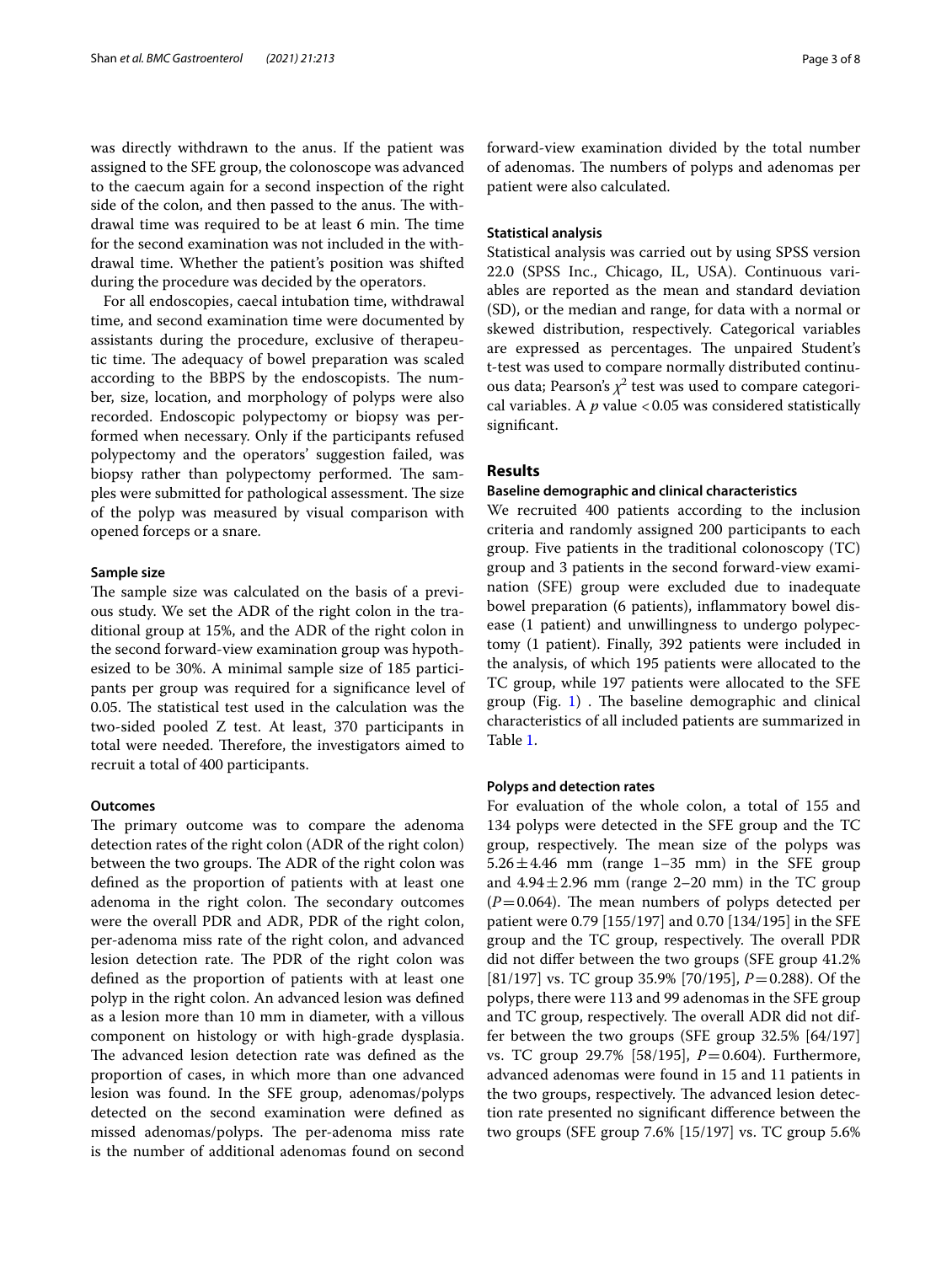was directly withdrawn to the anus. If the patient was assigned to the SFE group, the colonoscope was advanced to the caecum again for a second inspection of the right side of the colon, and then passed to the anus. The withdrawal time was required to be at least 6 min. The time for the second examination was not included in the withdrawal time. Whether the patient's position was shifted during the procedure was decided by the operators.

For all endoscopies, caecal intubation time, withdrawal time, and second examination time were documented by assistants during the procedure, exclusive of therapeutic time. The adequacy of bowel preparation was scaled according to the BBPS by the endoscopists. The number, size, location, and morphology of polyps were also recorded. Endoscopic polypectomy or biopsy was performed when necessary. Only if the participants refused polypectomy and the operators' suggestion failed, was biopsy rather than polypectomy performed. The samples were submitted for pathological assessment. The size of the polyp was measured by visual comparison with opened forceps or a snare.

### Sample size

The sample size was calculated on the basis of a previous study. We set the ADR of the right colon in the traditional group at 15%, and the ADR of the right colon in the second forward-view examination group was hypothesized to be 30%. A minimal sample size of 185 participants per group was required for a significance level of 0.05. The statistical test used in the calculation was the two-sided pooled Z test. At least, 370 participants in total were needed. Therefore, the investigators aimed to recruit a total of 400 participants.

### Outcomes

The primary outcome was to compare the adenoma detection rates of the right colon (ADR of the right colon) between the two groups. The ADR of the right colon was defined as the proportion of patients with at least one adenoma in the right colon. The secondary outcomes were the overall PDR and ADR, PDR of the right colon, per-adenoma miss rate of the right colon, and advanced lesion detection rate. The PDR of the right colon was defined as the proportion of patients with at least one polyp in the right colon. An advanced lesion was defined as a lesion more than 10 mm in diameter, with a villous component on histology or with high-grade dysplasia. The advanced lesion detection rate was defined as the proportion of cases, in which more than one advanced lesion was found. In the SFE group, adenomas/polyps detected on the second examination were defined as missed adenomas/polyps. The per-adenoma miss rate is the number of additional adenomas found on second forward-view examination divided by the total number of adenomas. The numbers of polyps and adenomas per patient were also calculated.

### Statistical analysis

Statistical analysis was carried out by using SPSS version 22.0 (SPSS Inc., Chicago, IL, USA). Continuous variables are reported as the mean and standard deviation (SD), or the median and range, for data with a normal or skewed distribution, respectively. Categorical variables are expressed as percentages. The unpaired Student's t-test was used to compare normally distributed continuous data; Pearson's $\chi^2$ test was used to compare categorical variables. A $p$ value <0.05 was considered statistically significant.

## Results

### Baseline demographic and clinical characteristics

We recruited 400 patients according to the inclusion criteria and randomly assigned 200 participants to each group. Five patients in the traditional colonoscopy (TC) group and 3 patients in the second forward-view examination (SFE) group were excluded due to inadequate bowel preparation (6 patients), inflammatory bowel disease (1 patient) and unwillingness to undergo polypectomy (1 patient). Finally, 392 patients were included in the analysis, of which 195 patients were allocated to the TC group, while 197 patients were allocated to the SFE group (Fig. 1) . The baseline demographic and clinical characteristics of all included patients are summarized in Table 1.

### Polyps and detection rates

For evaluation of the whole colon, a total of 155 and 134 polyps were detected in the SFE group and the TC group, respectively. The mean size of the polyps was 5.26 ± 4.46 mm (range 1–35 mm) in the SFE group and 4.94 ± 2.96 mm (range 2–20 mm) in the TC group ($P = 0.064$). The mean numbers of polyps detected per patient were 0.79 [155/197] and 0.70 [134/195] in the SFE group and the TC group, respectively. The overall PDR did not differ between the two groups (SFE group 41.2% [81/197] vs. TC group 35.9% [70/195], $P = 0.288$). Of the polyps, there were 113 and 99 adenomas in the SFE group and TC group, respectively. The overall ADR did not differ between the two groups (SFE group 32.5% [64/197] vs. TC group 29.7% [58/195], $P = 0.604$). Furthermore, advanced adenomas were found in 15 and 11 patients in the two groups, respectively. The advanced lesion detection rate presented no significant difference between the two groups (SFE group 7.6% [15/197] vs. TC group 5.6%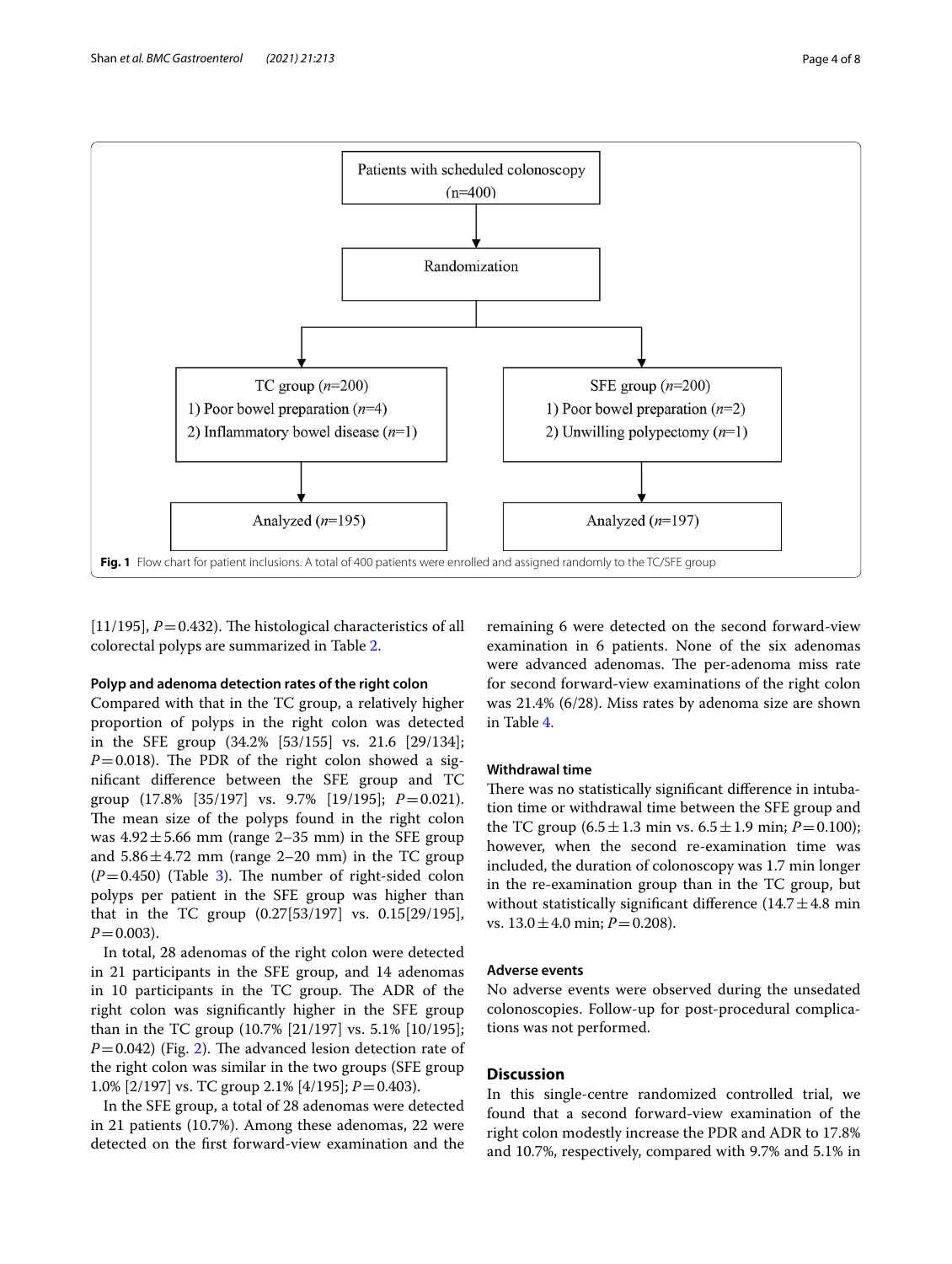Patients with scheduled colonoscopy (n=400)

Randomization

TC group (*n*=200)
1) Poor bowel preparation (*n*=4)
2) Inflammatory bowel disease (*n*=1)

SFE group (*n*=200)
1) Poor bowel preparation (*n*=2)
2) Unwilling polypectomy (*n*=1)

Analyzed (*n*=195)

Analyzed (*n*=197)

**Fig. 1** Flow chart for patient inclusions. A total of 400 patients were enrolled and assigned randomly to the TC/SFE group

[11/195], $P=0.432$). The histological characteristics of all colorectal polyps are summarized in Table 2.

#### Polyp and adenoma detection rates of the right colon

Compared with that in the TC group, a relatively higher proportion of polyps in the right colon was detected in the SFE group (34.2% [53/155] vs. 21.6 [29/134]; $P=0.018$). The PDR of the right colon showed a significant difference between the SFE group and TC group (17.8% [35/197] vs. 9.7% [19/195]; $P=0.021$). The mean size of the polyps found in the right colon was $4.92\pm5.66$ mm (range 2–35 mm) in the SFE group and $5.86\pm4.72$ mm (range 2–20 mm) in the TC group ($P=0.450$) (Table 3). The number of right-sided colon polyps per patient in the SFE group was higher than that in the TC group (0.27[53/197] vs. 0.15[29/195], $P=0.003$).

In total, 28 adenomas of the right colon were detected in 21 participants in the SFE group, and 14 adenomas in 10 participants in the TC group. The ADR of the right colon was significantly higher in the SFE group than in the TC group (10.7% [21/197] vs. 5.1% [10/195]; $P=0.042$) (Fig. 2). The advanced lesion detection rate of the right colon was similar in the two groups (SFE group 1.0% [2/197] vs. TC group 2.1% [4/195]; $P=0.403$).

In the SFE group, a total of 28 adenomas were detected in 21 patients (10.7%). Among these adenomas, 22 were detected on the first forward-view examination and the remaining 6 were detected on the second forward-view examination in 6 patients. None of the six adenomas were advanced adenomas. The per-adenoma miss rate for second forward-view examinations of the right colon was 21.4% (6/28). Miss rates by adenoma size are shown in Table 4.

#### Withdrawal time

There was no statistically significant difference in intubation time or withdrawal time between the SFE group and the TC group ($6.5\pm1.3$ min vs. $6.5\pm1.9$ min; $P=0.100$); however, when the second re-examination time was included, the duration of colonoscopy was 1.7 min longer in the re-examination group than in the TC group, but without statistically significant difference ($14.7\pm4.8$ min vs. $13.0\pm4.0$ min; $P=0.208$).

#### Adverse events

No adverse events were observed during the unsedated colonoscopies. Follow-up for post-procedural complications was not performed.

## Discussion

In this single-centre randomized controlled trial, we found that a second forward-view examination of the right colon modestly increase the PDR and ADR to 17.8% and 10.7%, respectively, compared with 9.7% and 5.1% in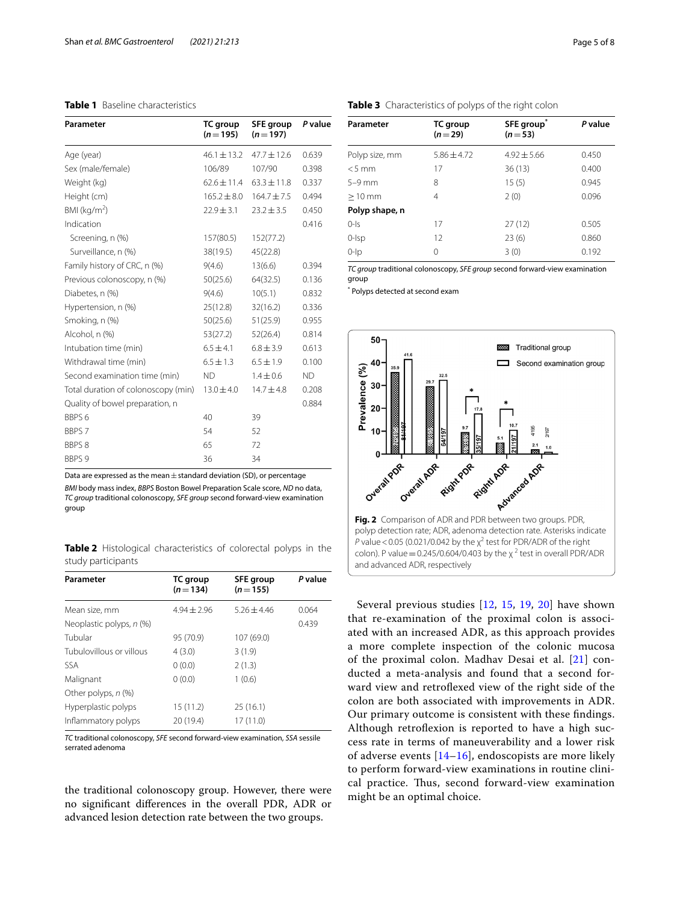**Table 1** Baseline characteristics

| Parameter | TC group (*n* = 195) | SFE group (*n* = 197) | *P* value |
|---|---|---|---|
| Age (year) | 46.1 ± 13.2 | 47.7 ± 12.6 | 0.639 |
| Sex (male/female) | 106/89 | 107/90 | 0.398 |
| Weight (kg) | 62.6 ± 11.4 | 63.3 ± 11.8 | 0.337 |
| Height (cm) | 165.2 ± 8.0 | 164.7 ± 7.5 | 0.494 |
| BMI (kg/m$^2$) | 22.9 ± 3.1 | 23.2 ± 3.5 | 0.450 |
| Indication | | | 0.416 |
| Screening, n (%) | 157(80.5) | 152(77.2) | |
| Surveillance, n (%) | 38(19.5) | 45(22.8) | |
| Family history of CRC, n (%) | 9(4.6) | 13(6.6) | 0.394 |
| Previous colonoscopy, n (%) | 50(25.6) | 64(32.5) | 0.136 |
| Diabetes, n (%) | 9(4.6) | 10(5.1) | 0.832 |
| Hypertension, n (%) | 25(12.8) | 32(16.2) | 0.336 |
| Smoking, n (%) | 50(25.6) | 51(25.9) | 0.955 |
| Alcohol, n (%) | 53(27.2) | 52(26.4) | 0.814 |
| Intubation time (min) | 6.5 ± 4.1 | 6.8 ± 3.9 | 0.613 |
| Withdrawal time (min) | 6.5 ± 1.3 | 6.5 ± 1.9 | 0.100 |
| Second examination time (min) | ND | 1.4 ± 0.6 | ND |
| Total duration of colonoscopy (min) | 13.0 ± 4.0 | 14.7 ± 4.8 | 0.208 |
| Quality of bowel preparation, n | | | 0.884 |
| BBPS 6 | 40 | 39 | |
| BBPS 7 | 54 | 52 | |
| BBPS 8 | 65 | 72 | |
| BBPS 9 | 36 | 34 | |

Data are expressed as the mean ± standard deviation (SD), or percentage

*BMI* body mass index, *BBPS* Boston Bowel Preparation Scale score, *ND* no data, *TC group* traditional colonoscopy, *SFE group* second forward-view examination group

**Table 2** Histological characteristics of colorectal polyps in the study participants

| Parameter | TC group (*n* = 134) | SFE group (*n* = 155) | *P* value |
|---|---|---|---|
| Mean size, mm | 4.94 ± 2.96 | 5.26 ± 4.46 | 0.064 |
| Neoplastic polyps, *n* (%) | | | 0.439 |
| Tubular | 95 (70.9) | 107 (69.0) | |
| Tubulovillous or villous | 4 (3.0) | 3 (1.9) | |
| SSA | 0 (0.0) | 2 (1.3) | |
| Malignant | 0 (0.0) | 1 (0.6) | |
| Other polyps, *n* (%) | | | |
| Hyperplastic polyps | 15 (11.2) | 25 (16.1) | |
| Inflammatory polyps | 20 (19.4) | 17 (11.0) | |

*TC* traditional colonoscopy, *SFE* second forward-view examination, *SSA* sessile serrated adenoma

the traditional colonoscopy group. However, there were no significant differences in the overall PDR, ADR or advanced lesion detection rate between the two groups.

**Table 3** Characteristics of polyps of the right colon

| Parameter | TC group (*n* = 29) | SFE group* (*n* = 53) | *P* value |
|---|---|---|---|
| Polyp size, mm | 5.86 ± 4.72 | 4.92 ± 5.66 | 0.450 |
| < 5 mm | 17 | 36 (13) | 0.400 |
| 5–9 mm | 8 | 15 (5) | 0.945 |
| ≥ 10 mm | 4 | 2 (0) | 0.096 |
| **Polyp shape, n** | | | |
| 0-Is | 17 | 27 (12) | 0.505 |
| 0-Isp | 12 | 23 (6) | 0.860 |
| 0-Ip | 0 | 3 (0) | 0.192 |

*TC group* traditional colonoscopy, *SFE group* second forward-view examination group

* Polyps detected at second exam

**Fig. 2** Comparison of ADR and PDR between two groups. PDR, polyp detection rate; ADR, adenoma detection rate. Asterisks indicate *P* value < 0.05 (0.021/0.042 by the $\chi^2$ test for PDR/ADR of the right colon). P value = 0.245/0.604/0.403 by the $\chi^2$ test in overall PDR/ADR and advanced ADR, respectively

Several previous studies [12, 15, 19, 20] have shown that re-examination of the proximal colon is associated with an increased ADR, as this approach provides a more complete inspection of the colonic mucosa of the proximal colon. Madhav Desai et al. [21] conducted a meta-analysis and found that a second forward view and retroflexed view of the right side of the colon are both associated with improvements in ADR. Our primary outcome is consistent with these findings. Although retroflexion is reported to have a high success rate in terms of maneuverability and a lower risk of adverse events [14–16], endoscopists are more likely to perform forward-view examinations in routine clinical practice. Thus, second forward-view examination might be an optimal choice.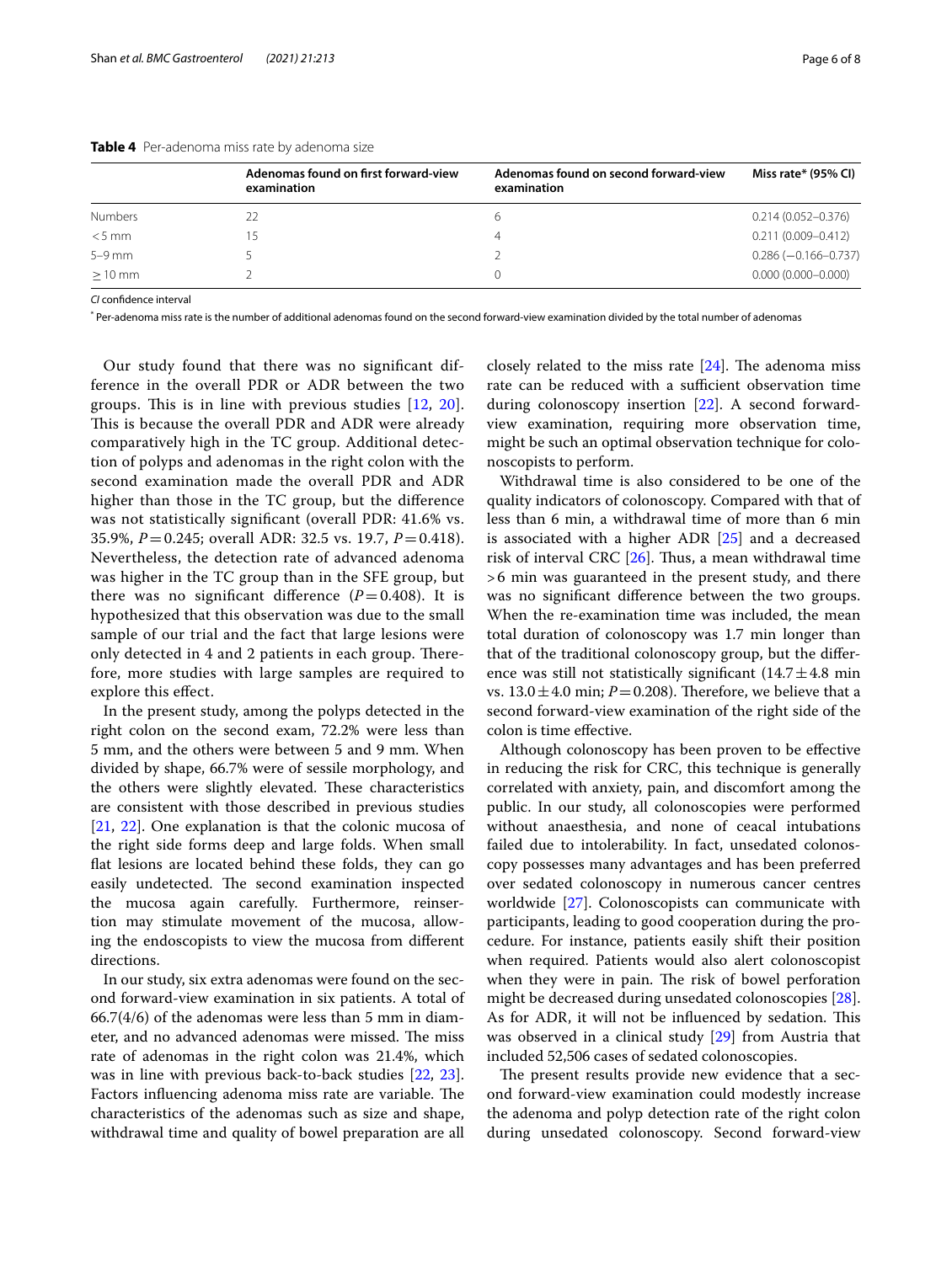**Table 4** Per-adenoma miss rate by adenoma size

| | Adenomas found on first forward-view examination | Adenomas found on second forward-view examination | Miss rate* (95% CI) |
|---|---|---|---|
| Numbers | 22 | 6 | 0.214 (0.052–0.376) |
| <5 mm | 15 | 4 | 0.211 (0.009–0.412) |
| 5–9 mm | 5 | 2 | 0.286 (−0.166–0.737) |
| ≥10 mm | 2 | 0 | 0.000 (0.000–0.000) |

*CI* confidence interval

* Per-adenoma miss rate is the number of additional adenomas found on the second forward-view examination divided by the total number of adenomas

Our study found that there was no significant difference in the overall PDR or ADR between the two groups. This is in line with previous studies [12, 20]. This is because the overall PDR and ADR were already comparatively high in the TC group. Additional detection of polyps and adenomas in the right colon with the second examination made the overall PDR and ADR higher than those in the TC group, but the difference was not statistically significant (overall PDR: 41.6% vs. 35.9%, $P=0.245$; overall ADR: 32.5 vs. 19.7, $P=0.418$). Nevertheless, the detection rate of advanced adenoma was higher in the TC group than in the SFE group, but there was no significant difference ($P=0.408$). It is hypothesized that this observation was due to the small sample of our trial and the fact that large lesions were only detected in 4 and 2 patients in each group. Therefore, more studies with large samples are required to explore this effect.

In the present study, among the polyps detected in the right colon on the second exam, 72.2% were less than 5 mm, and the others were between 5 and 9 mm. When divided by shape, 66.7% were of sessile morphology, and the others were slightly elevated. These characteristics are consistent with those described in previous studies [21, 22]. One explanation is that the colonic mucosa of the right side forms deep and large folds. When small flat lesions are located behind these folds, they can go easily undetected. The second examination inspected the mucosa again carefully. Furthermore, reinsertion may stimulate movement of the mucosa, allowing the endoscopists to view the mucosa from different directions.

In our study, six extra adenomas were found on the second forward-view examination in six patients. A total of 66.7(4/6) of the adenomas were less than 5 mm in diameter, and no advanced adenomas were missed. The miss rate of adenomas in the right colon was 21.4%, which was in line with previous back-to-back studies [22, 23]. Factors influencing adenoma miss rate are variable. The characteristics of the adenomas such as size and shape, withdrawal time and quality of bowel preparation are all closely related to the miss rate [24]. The adenoma miss rate can be reduced with a sufficient observation time during colonoscopy insertion [22]. A second forward-view examination, requiring more observation time, might be such an optimal observation technique for colonoscopists to perform.

Withdrawal time is also considered to be one of the quality indicators of colonoscopy. Compared with that of less than 6 min, a withdrawal time of more than 6 min is associated with a higher ADR [25] and a decreased risk of interval CRC [26]. Thus, a mean withdrawal time >6 min was guaranteed in the present study, and there was no significant difference between the two groups. When the re-examination time was included, the mean total duration of colonoscopy was 1.7 min longer than that of the traditional colonoscopy group, but the difference was still not statistically significant ($14.7 \pm 4.8$ min vs. $13.0 \pm 4.0$ min; $P=0.208$). Therefore, we believe that a second forward-view examination of the right side of the colon is time effective.

Although colonoscopy has been proven to be effective in reducing the risk for CRC, this technique is generally correlated with anxiety, pain, and discomfort among the public. In our study, all colonoscopies were performed without anaesthesia, and none of ceacal intubations failed due to intolerability. In fact, unsedated colonoscopy possesses many advantages and has been preferred over sedated colonoscopy in numerous cancer centres worldwide [27]. Colonoscopists can communicate with participants, leading to good cooperation during the procedure. For instance, patients easily shift their position when required. Patients would also alert colonoscopist when they were in pain. The risk of bowel perforation might be decreased during unsedated colonoscopies [28]. As for ADR, it will not be influenced by sedation. This was observed in a clinical study [29] from Austria that included 52,506 cases of sedated colonoscopies.

The present results provide new evidence that a second forward-view examination could modestly increase the adenoma and polyp detection rate of the right colon during unsedated colonoscopy. Second forward-view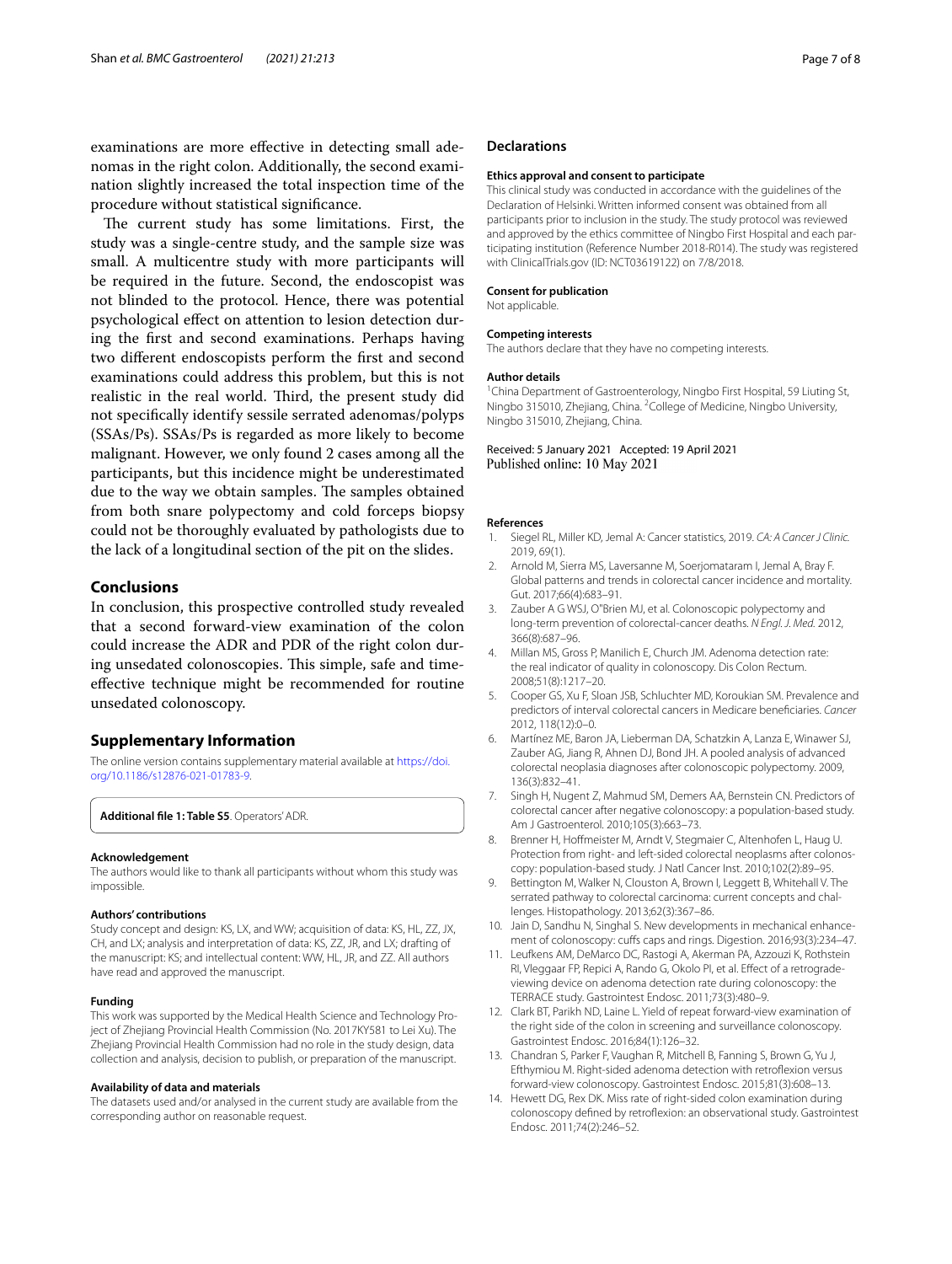examinations are more effective in detecting small adenomas in the right colon. Additionally, the second examination slightly increased the total inspection time of the procedure without statistical significance.

The current study has some limitations. First, the study was a single-centre study, and the sample size was small. A multicentre study with more participants will be required in the future. Second, the endoscopist was not blinded to the protocol. Hence, there was potential psychological effect on attention to lesion detection during the first and second examinations. Perhaps having two different endoscopists perform the first and second examinations could address this problem, but this is not realistic in the real world. Third, the present study did not specifically identify sessile serrated adenomas/polyps (SSAs/Ps). SSAs/Ps is regarded as more likely to become malignant. However, we only found 2 cases among all the participants, but this incidence might be underestimated due to the way we obtain samples. The samples obtained from both snare polypectomy and cold forceps biopsy could not be thoroughly evaluated by pathologists due to the lack of a longitudinal section of the pit on the slides.

## Conclusions

In conclusion, this prospective controlled study revealed that a second forward-view examination of the colon could increase the ADR and PDR of the right colon during unsedated colonoscopies. This simple, safe and time-effective technique might be recommended for routine unsedated colonoscopy.

## Supplementary Information

The online version contains supplementary material available at https://doi.org/10.1186/s12876-021-01783-9.

**Additional file 1: Table S5**. Operators' ADR.

#### Acknowledgement

The authors would like to thank all participants without whom this study was impossible.

#### Authors' contributions

Study concept and design: KS, LX, and WW; acquisition of data: KS, HL, ZZ, JX, CH, and LX; analysis and interpretation of data: KS, ZZ, JR, and LX; drafting of the manuscript: KS; and intellectual content: WW, HL, JR, and ZZ. All authors have read and approved the manuscript.

#### Funding

This work was supported by the Medical Health Science and Technology Project of Zhejiang Provincial Health Commission (No. 2017KY581 to Lei Xu). The Zhejiang Provincial Health Commission had no role in the study design, data collection and analysis, decision to publish, or preparation of the manuscript.

#### Availability of data and materials

The datasets used and/or analysed in the current study are available from the corresponding author on reasonable request.

## Declarations

#### Ethics approval and consent to participate

This clinical study was conducted in accordance with the guidelines of the Declaration of Helsinki. Written informed consent was obtained from all participants prior to inclusion in the study. The study protocol was reviewed and approved by the ethics committee of Ningbo First Hospital and each participating institution (Reference Number 2018-R014). The study was registered with ClinicalTrials.gov (ID: NCT03619122) on 7/8/2018.

#### Consent for publication

Not applicable.

#### Competing interests

The authors declare that they have no competing interests.

#### Author details

[1]China Department of Gastroenterology, Ningbo First Hospital, 59 Liuting St, Ningbo 315010, Zhejiang, China. [2]College of Medicine, Ningbo University, Ningbo 315010, Zhejiang, China.

Received: 5 January 2021 Accepted: 19 April 2021
Published online: 10 May 2021

#### References

1. Siegel RL, Miller KD, Jemal A: Cancer statistics, 2019. *CA: A Cancer J Clinic.* 2019, 69(1).
2. Arnold M, Sierra MS, Laversanne M, Soerjomataram I, Jemal A, Bray F. Global patterns and trends in colorectal cancer incidence and mortality. Gut. 2017;66(4):683–91.
3. Zauber A G WSJ, O"Brien MJ, et al. Colonoscopic polypectomy and long-term prevention of colorectal-cancer deaths. *N Engl. J. Med.* 2012, 366(8):687–96.
4. Millan MS, Gross P, Manilich E, Church JM. Adenoma detection rate: the real indicator of quality in colonoscopy. Dis Colon Rectum. 2008;51(8):1217–20.
5. Cooper GS, Xu F, Sloan JSB, Schluchter MD, Koroukian SM. Prevalence and predictors of interval colorectal cancers in Medicare beneficiaries. *Cancer* 2012, 118(12):0–0.
6. Martínez ME, Baron JA, Lieberman DA, Schatzkin A, Lanza E, Winawer SJ, Zauber AG, Jiang R, Ahnen DJ, Bond JH. A pooled analysis of advanced colorectal neoplasia diagnoses after colonoscopic polypectomy. 2009, 136(3):832–41.
7. Singh H, Nugent Z, Mahmud SM, Demers AA, Bernstein CN. Predictors of colorectal cancer after negative colonoscopy: a population-based study. Am J Gastroenterol. 2010;105(3):663–73.
8. Brenner H, Hoffmeister M, Arndt V, Stegmaier C, Altenhofen L, Haug U. Protection from right- and left-sided colorectal neoplasms after colonoscopy: population-based study. J Natl Cancer Inst. 2010;102(2):89–95.
9. Bettington M, Walker N, Clouston A, Brown I, Leggett B, Whitehall V. The serrated pathway to colorectal carcinoma: current concepts and challenges. Histopathology. 2013;62(3):367–86.
10. Jain D, Sandhu N, Singhal S. New developments in mechanical enhancement of colonoscopy: cuffs caps and rings. Digestion. 2016;93(3):234–47.
11. Leufkens AM, DeMarco DC, Rastogi A, Akerman PA, Azzouzi K, Rothstein RI, Vleggaar FP, Repici A, Rando G, Okolo PI, et al. Effect of a retrograde-viewing device on adenoma detection rate during colonoscopy: the TERRACE study. Gastrointest Endosc. 2011;73(3):480–9.
12. Clark BT, Parikh ND, Laine L. Yield of repeat forward-view examination of the right side of the colon in screening and surveillance colonoscopy. Gastrointest Endosc. 2016;84(1):126–32.
13. Chandran S, Parker F, Vaughan R, Mitchell B, Fanning S, Brown G, Yu J, Efthymiou M. Right-sided adenoma detection with retroflexion versus forward-view colonoscopy. Gastrointest Endosc. 2015;81(3):608–13.
14. Hewett DG, Rex DK. Miss rate of right-sided colon examination during colonoscopy defined by retroflexion: an observational study. Gastrointest Endosc. 2011;74(2):246–52.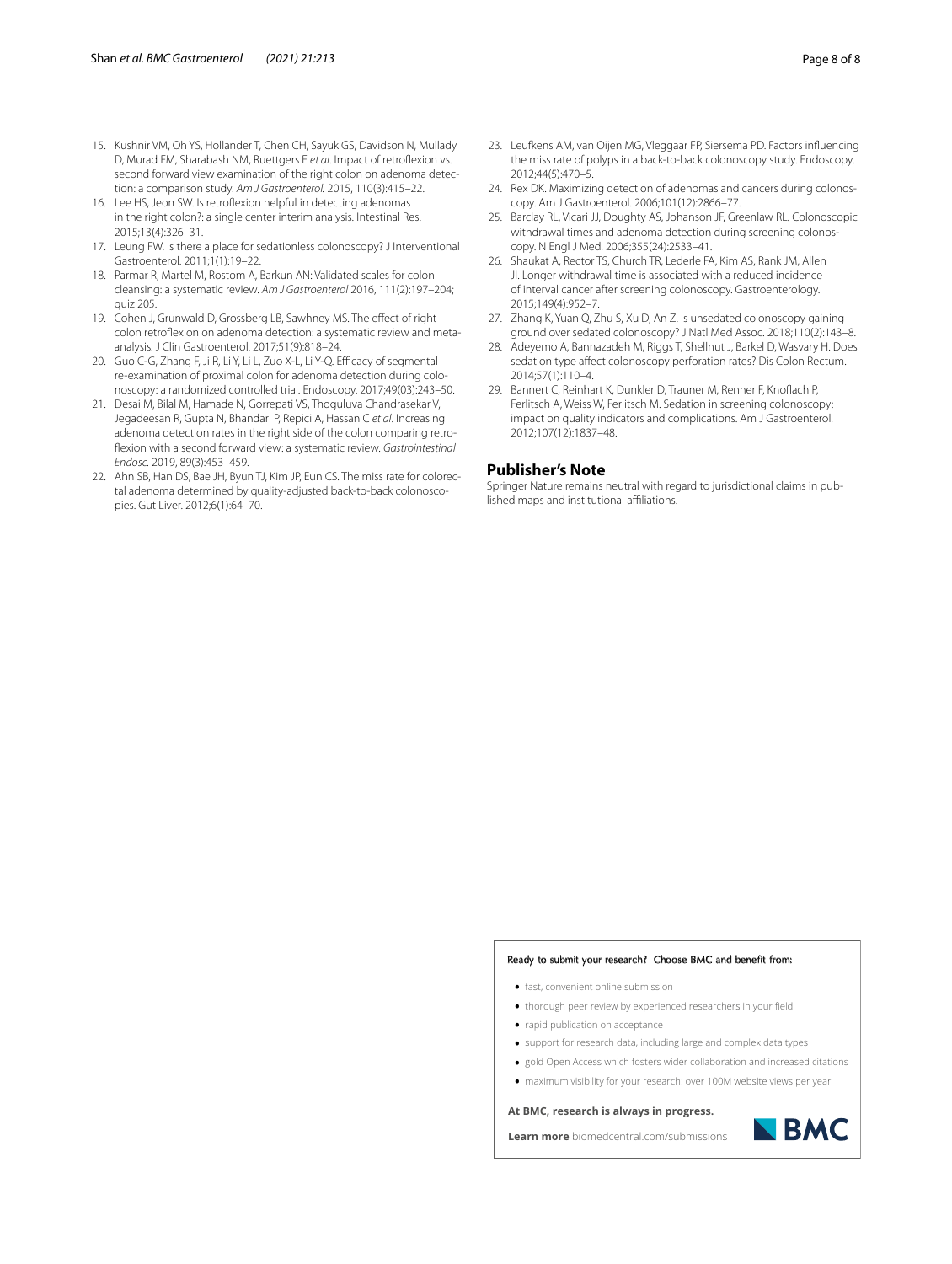15. Kushnir VM, Oh YS, Hollander T, Chen CH, Sayuk GS, Davidson N, Mullady D, Murad FM, Sharabash NM, Ruettgers E *et al*. Impact of retroflexion vs. second forward view examination of the right colon on adenoma detection: a comparison study. *Am J Gastroenterol.* 2015, 110(3):415–22.
16. Lee HS, Jeon SW. Is retroflexion helpful in detecting adenomas in the right colon?: a single center interim analysis. Intestinal Res. 2015;13(4):326–31.
17. Leung FW. Is there a place for sedationless colonoscopy? J Interventional Gastroenterol. 2011;1(1):19–22.
18. Parmar R, Martel M, Rostom A, Barkun AN: Validated scales for colon cleansing: a systematic review. *Am J Gastroenterol* 2016, 111(2):197–204; quiz 205.
19. Cohen J, Grunwald D, Grossberg LB, Sawhney MS. The effect of right colon retroflexion on adenoma detection: a systematic review and meta-analysis. J Clin Gastroenterol. 2017;51(9):818–24.
20. Guo C-G, Zhang F, Ji R, Li Y, Li L, Zuo X-L, Li Y-Q. Efficacy of segmental re-examination of proximal colon for adenoma detection during colonoscopy: a randomized controlled trial. Endoscopy. 2017;49(03):243–50.
21. Desai M, Bilal M, Hamade N, Gorrepati VS, Thoguluva Chandrasekar V, Jegadeesan R, Gupta N, Bhandari P, Repici A, Hassan C *et al*. Increasing adenoma detection rates in the right side of the colon comparing retroflexion with a second forward view: a systematic review. *Gastrointestinal Endosc.* 2019, 89(3):453–459.
22. Ahn SB, Han DS, Bae JH, Byun TJ, Kim JP, Eun CS. The miss rate for colorectal adenoma determined by quality-adjusted back-to-back colonoscopies. Gut Liver. 2012;6(1):64–70.
23. Leufkens AM, van Oijen MG, Vleggaar FP, Siersema PD. Factors influencing the miss rate of polyps in a back-to-back colonoscopy study. Endoscopy. 2012;44(5):470–5.
24. Rex DK. Maximizing detection of adenomas and cancers during colonoscopy. Am J Gastroenterol. 2006;101(12):2866–77.
25. Barclay RL, Vicari JJ, Doughty AS, Johanson JF, Greenlaw RL. Colonoscopic withdrawal times and adenoma detection during screening colonoscopy. N Engl J Med. 2006;355(24):2533–41.
26. Shaukat A, Rector TS, Church TR, Lederle FA, Kim AS, Rank JM, Allen JI. Longer withdrawal time is associated with a reduced incidence of interval cancer after screening colonoscopy. Gastroenterology. 2015;149(4):952–7.
27. Zhang K, Yuan Q, Zhu S, Xu D, An Z. Is unsedated colonoscopy gaining ground over sedated colonoscopy? J Natl Med Assoc. 2018;110(2):143–8.
28. Adeyemo A, Bannazadeh M, Riggs T, Shellnut J, Barkel D, Wasvary H. Does sedation type affect colonoscopy perforation rates? Dis Colon Rectum. 2014;57(1):110–4.
29. Bannert C, Reinhart K, Dunkler D, Trauner M, Renner F, Knoflach P, Ferlitsch A, Weiss W, Ferlitsch M. Sedation in screening colonoscopy: impact on quality indicators and complications. Am J Gastroenterol. 2012;107(12):1837–48.

## Publisher's Note

Springer Nature remains neutral with regard to jurisdictional claims in published maps and institutional affiliations.

Ready to submit your research? Choose BMC and benefit from:

- fast, convenient online submission
- thorough peer review by experienced researchers in your field
- rapid publication on acceptance
- support for research data, including large and complex data types
- gold Open Access which fosters wider collaboration and increased citations
- maximum visibility for your research: over 100M website views per year

**At BMC, research is always in progress.**

**Learn more** biomedcentral.com/submissions

BMC